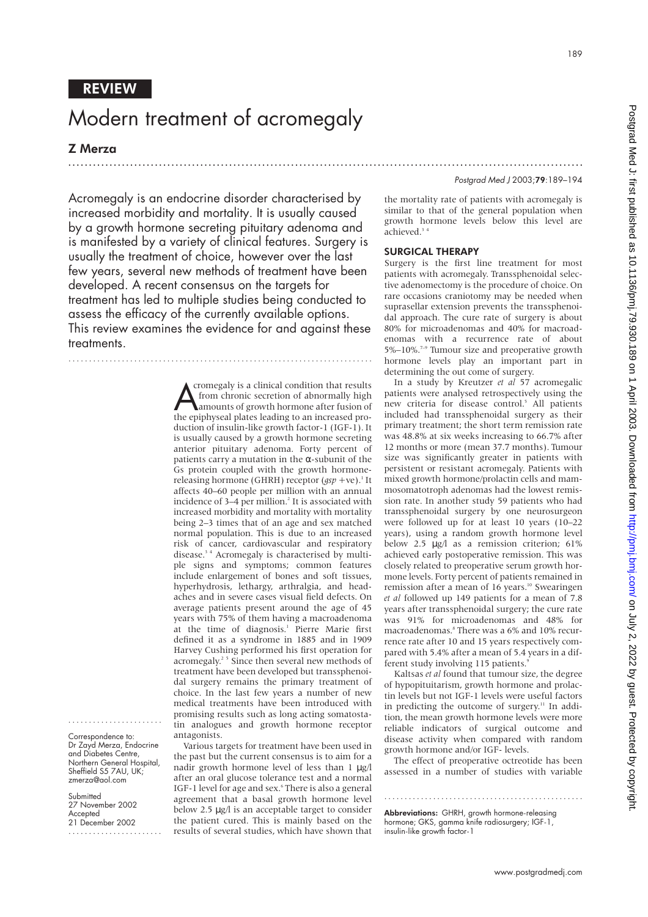REVIEW

# Modern treatment of acromegaly

## Z Merza

Acromegaly is an endocrine disorder characterised by increased morbidity and mortality. It is usually caused by a growth hormone secreting pituitary adenoma and is manifested by a variety of clinical features. Surgery is usually the treatment of choice, however over the last few years, several new methods of treatment have been developed. A recent consensus on the targets for treatment has led to multiple studies being conducted to assess the efficacy of the currently available options. This review examines the evidence for and against these treatments.

Acromegaly is a clinical condition that results from chronic secretion of abnormally high amounts of growth hormone after fusion of the epiphyseal plates leading to an increased production of insulin-like growth factor-1 (IGF-1). It is usually caused by a growth hormone secreting anterior pituitary adenoma. Forty percent of patients carry a mutation in the α-subunit of the Gs protein coupled with the growth hormone-releasing hormone (GHRH) receptor (*gsp* +ve).[1] It affects 40–60 people per million with an annual incidence of 3–4 per million.[2] It is associated with increased morbidity and mortality with mortality being 2–3 times that of an age and sex matched normal population. This is due to an increased risk of cancer, cardiovascular and respiratory disease.[3 4] Acromegaly is characterised by multiple signs and symptoms; common features include enlargement of bones and soft tissues, hyperhydrosis, lethargy, arthralgia, and headaches and in severe cases visual field defects. On average patients present around the age of 45 years with 75% of them having a macroadenoma at the time of diagnosis.[1] Pierre Marie first defined it as a syndrome in 1885 and in 1909 Harvey Cushing performed his first operation for acromegaly.[2 5] Since then several new methods of treatment have been developed but transsphenoidal surgery remains the primary treatment of choice. In the last few years a number of new medical treatments have been introduced with promising results such as long acting somatostatin analogues and growth hormone receptor antagonists.

Various targets for treatment have been used in the past but the current consensus is to aim for a nadir growth hormone level of less than 1 µg/l after an oral glucose tolerance test and a normal IGF-1 level for age and sex.[6] There is also a general agreement that a basal growth hormone level below 2.5 µg/l is an acceptable target to consider the patient cured. This is mainly based on the results of several studies, which have shown that the mortality rate of patients with acromegaly is similar to that of the general population when growth hormone levels below this level are achieved.[3 4]

## SURGICAL THERAPY

Surgery is the first line treatment for most patients with acromegaly. Transsphenoidal selective adenomectomy is the procedure of choice. On rare occasions craniotomy may be needed when suprasellar extension prevents the transsphenoidal approach. The cure rate of surgery is about 80% for microadenomas and 40% for macroadenomas with a recurrence rate of about 5%–10%.[7–9] Tumour size and preoperative growth hormone levels play an important part in determining the out come of surgery.

In a study by Kreutzer *et al* 57 acromegalic patients were analysed retrospectively using the new criteria for disease control.[5] All patients included had transsphenoidal surgery as their primary treatment; the short term remission rate was 48.8% at six weeks increasing to 66.7% after 12 months or more (mean 37.7 months). Tumour size was significantly greater in patients with persistent or resistant acromegaly. Patients with mixed growth hormone/prolactin cells and mammosomatotroph adenomas had the lowest remission rate. In another study 59 patients who had transsphenoidal surgery by one neurosurgeon were followed up for at least 10 years (10–22 years), using a random growth hormone level below 2.5 µg/l as a remission criterion; 61% achieved early postoperative remission. This was closely related to preoperative serum growth hormone levels. Forty percent of patients remained in remission after a mean of 16 years.[10] Swearingen *et al* followed up 149 patients for a mean of 7.8 years after transsphenoidal surgery; the cure rate was 91% for microadenomas and 48% for macroadenomas.[8] There was a 6% and 10% recurrence rate after 10 and 15 years respectively compared with 5.4% after a mean of 5.4 years in a different study involving 115 patients.[9]

Kaltsas *et al* found that tumour size, the degree of hypopituitarism, growth hormone and prolactin levels but not IGF-1 levels were useful factors in predicting the outcome of surgery.[11] In addition, the mean growth hormone levels were more reliable indicators of surgical outcome and disease activity when compared with random growth hormone and/or IGF- levels.

The effect of preoperative octreotide has been assessed in a number of studies with variable

---

Correspondence to: Dr Zayd Merza, Endocrine and Diabetes Centre, Northern General Hospital, Sheffield S5 7AU, UK; zmerza@aol.com

Submitted 27 November 2002
Accepted 21 December 2002

**Abbreviations:** GHRH, growth hormone-releasing hormone; GKS, gamma knife radiosurgery; IGF-1, insulin-like growth factor-1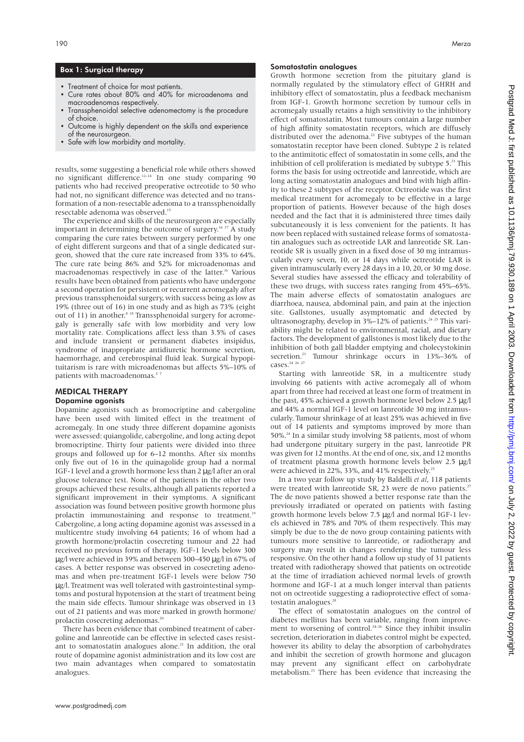## Box 1: Surgical therapy

- Treatment of choice for most patients.
- Cure rates about 80% and 40% for microadenoms and macroadenomas respectively.
- Transsphenoidal selective adenomectomy is the procedure of choice.
- Outcome is highly dependent on the skills and experience of the neurosurgeon.
- Safe with low morbidity and mortality.

results, some suggesting a beneficial role while others showed no significant difference.[12–14] In one study comparing 90 patients who had received preoperative octreotide to 50 who had not, no significant difference was detected and no transformation of a non-resectable adenoma to a transsphenoidally resectable adenoma was observed.[15]

The experience and skills of the neurosurgeon are especially important in determining the outcome of surgery.[16 17] A study comparing the cure rates between surgery performed by one of eight different surgeons and that of a single dedicated surgeon, showed that the cure rate increased from 33% to 64%. The cure rate being 86% and 52% for microadenomas and macroadenomas respectively in case of the latter.[16] Various results have been obtained from patients who have undergone a second operation for persistent or recurrent acromegaly after previous transsphenoidal surgery, with success being as low as 19% (three out of 16) in one study and as high as 73% (eight out of 11) in another.[8 18] Transsphenoidal surgery for acromegaly is generally safe with low morbidity and very low mortality rate. Complications affect less than 3.5% of cases and include transient or permanent diabetes insipidus, syndrome of inappropriate antidiuretic hormone secretion, haemorrhage, and cerebrospinal fluid leak. Surgical hypopituitarism is rare with microadenomas but affects 5%–10% of patients with macroadenomas.[5 7]

## MEDICAL THERAPY

### Dopamine agonists

Dopamine agonists such as bromocriptine and cabergoline have been used with limited effect in the treatment of acromegaly. In one study three different dopamine agonists were assessed: quiangolide, cabergoline, and long acting depot bromocriptine. Thirty four patients were divided into three groups and followed up for 6–12 months. After six months only five out of 16 in the quinagolide group had a normal IGF-1 level and a growth hormone less than 2 μg/l after an oral glucose tolerance test. None of the patients in the other two groups achieved these results, although all patients reported a significant improvement in their symptoms. A significant association was found between positive growth hormone plus prolactin immunostaining and response to treatment.[19] Cabergoline, a long acting dopamine agonist was assessed in a multicentre study involving 64 patients; 16 of whom had a growth hormone/prolactin cosecreting tumour and 22 had received no previous form of therapy. IGF-1 levels below 300 μg/l were achieved in 39% and between 300–450 μg/l in 67% of cases. A better response was observed in cosecreting adenomas and when pre-treatment IGF-1 levels were below 750 μg/l. Treatment was well tolerated with gastrointestinal symptoms and postural hypotension at the start of treatment being the main side effects. Tumour shrinkage was observed in 13 out of 21 patients and was more marked in growth hormone/prolactin cosecreting adenomas.[20]

There has been evidence that combined treatment of cabergoline and lanreotide can be effective in selected cases resistant to somatostatin analogues alone.[21] In addition, the oral route of dopamine agonist administration and its low cost are two main advantages when compared to somatostatin analogues.

### Somatostatin analogues

Growth hormone secretion from the pituitary gland is normally regulated by the stimulatory effect of GHRH and inhibitory effect of somatostatin, plus a feedback mechanism from IGF-1. Growth hormone secretion by tumour cells in acromegaly usually retains a high sensitivity to the inhibitory effect of somatostatin. Most tumours contain a large number of high affinity somatostatin receptors, which are diffusely distributed over the adenoma.[22] Five subtypes of the human somatostatin receptor have been cloned. Subtype 2 is related to the antimitotic effect of somatostatin in some cells, and the inhibition of cell proliferation is mediated by subtype 5.[23] This forms the basis for using octreotide and lanreotide, which are long acting somatostatin analogues and bind with high affinity to these 2 subtypes of the receptor. Octreotide was the first medical treatment for acromegaly to be effective in a large proportion of patients. However because of the high doses needed and the fact that it is administered three times daily subcutaneously it is less convenient for the patients. It has now been replaced with sustained release forms of somatostatin analogues such as octreotide LAR and lanreotide SR. Lanreotide SR is usually given in a fixed dose of 30 mg intramuscularly every seven, 10, or 14 days while octreotide LAR is given intramuscularly every 28 days in a 10, 20, or 30 mg dose. Several studies have assessed the efficacy and tolerability of these two drugs, with success rates ranging from 45%–65%. The main adverse effects of somatostatin analogues are diarrhoea, nausea, abdominal pain, and pain at the injection site. Gallstones, usually asymptomatic and detected by ultrasonography, develop in 3%–12% of patients.[24 25] This variability might be related to environmental, racial, and dietary factors. The development of gallstones is most likely due to the inhibition of both gall bladder emptying and cholecystokinin secretion.[23] Tumour shrinkage occurs in 13%–36% of cases.[24 26 27]

Starting with lanreotide SR, in a multicentre study involving 66 patients with active acromegaly all of whom apart from three had received at least one form of treatment in the past, 45% achieved a growth hormone level below 2.5 μg/l and 44% a normal IGF-1 level on lanreotide 30 mg intramuscularly. Tumour shrinkage of at least 25% was achieved in five out of 14 patients and symptoms improved by more than 50%.[24] In a similar study involving 58 patients, most of whom had undergone pituitary surgery in the past, lanreotide PR was given for 12 months. At the end of one, six, and 12 months of treatment plasma growth hormone levels below 2.5 μg/l were achieved in 22%, 33%, and 41% respectively.[25]

In a two year follow up study by Baldelli *et al*, 118 patients were treated with lanreotide SR, 23 were de novo patients.[27] The de novo patients showed a better response rate than the previously irradiated or operated on patients with fasting growth hormone levels below 7.5 μg/l and normal IGF-1 levels achieved in 78% and 70% of them respectively. This may simply be due to the de novo group containing patients with tumours more sensitive to lanreotide, or radiotherapy and surgery may result in changes rendering the tumour less responsive. On the other hand a follow up study of 31 patients treated with radiotherapy showed that patients on octreotide at the time of irradiation achieved normal levels of growth hormone and IGF-1 at a much longer interval than patients not on octreotide suggesting a radioprotective effect of somatostatin analogues.[28]

The effect of somatostatin analogues on the control of diabetes mellitus has been variable, ranging from improvement to worsening of control.[24–26] Since they inhibit insulin secretion, deterioration in diabetes control might be expected, however its ability to delay the absorption of carbohydrates and inhibit the secretion of growth hormone and glucagon may prevent any significant effect on carbohydrate metabolism.[23] There has been evidence that increasing the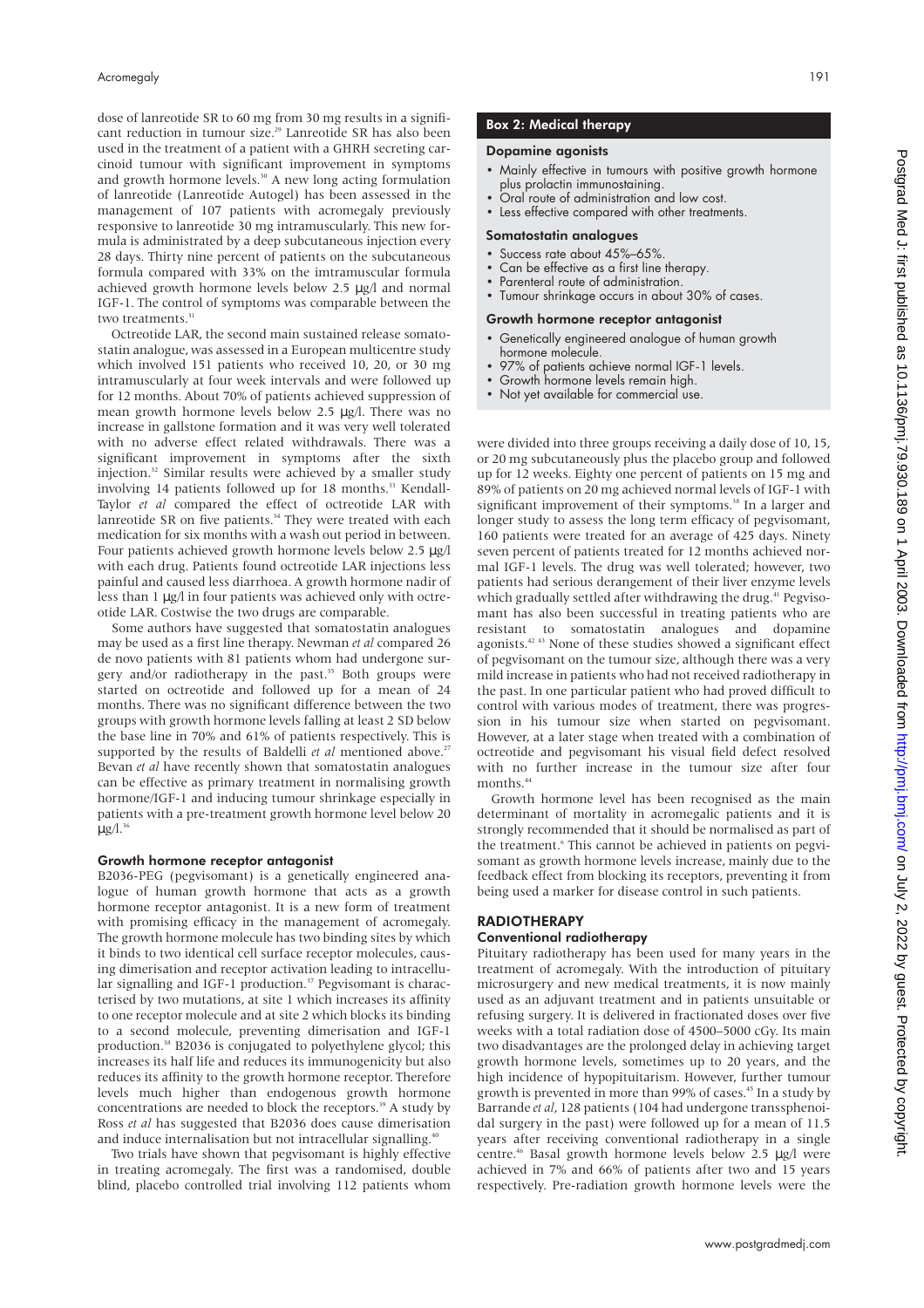dose of lanreotide SR to 60 mg from 30 mg results in a significant reduction in tumour size.[29] Lanreotide SR has also been used in the treatment of a patient with a GHRH secreting carcinoid tumour with significant improvement in symptoms and growth hormone levels.[30] A new long acting formulation of lanreotide (Lanreotide Autogel) has been assessed in the management of 107 patients with acromegaly previously responsive to lanreotide 30 mg intramuscularly. This new formula is administrated by a deep subcutaneous injection every 28 days. Thirty nine percent of patients on the subcutaneous formula compared with 33% on the imtramuscular formula achieved growth hormone levels below 2.5 μg/l and normal IGF-1. The control of symptoms was comparable between the two treatments.[31]

Octreotide LAR, the second main sustained release somatostatin analogue, was assessed in a European multicentre study which involved 151 patients who received 10, 20, or 30 mg intramuscularly at four week intervals and were followed up for 12 months. About 70% of patients achieved suppression of mean growth hormone levels below 2.5 μg/l. There was no increase in gallstone formation and it was very well tolerated with no adverse effect related withdrawals. There was a significant improvement in symptoms after the sixth injection.[32] Similar results were achieved by a smaller study involving 14 patients followed up for 18 months.[33] Kendall-Taylor *et al* compared the effect of octreotide LAR with lanreotide SR on five patients.[34] They were treated with each medication for six months with a wash out period in between. Four patients achieved growth hormone levels below 2.5 μg/l with each drug. Patients found octreotide LAR injections less painful and caused less diarrhoea. A growth hormone nadir of less than 1 μg/l in four patients was achieved only with octreotide LAR. Costwise the two drugs are comparable.

Some authors have suggested that somatostatin analogues may be used as a first line therapy. Newman *et al* compared 26 de novo patients with 81 patients whom had undergone surgery and/or radiotherapy in the past.[35] Both groups were started on octreotide and followed up for a mean of 24 months. There was no significant difference between the two groups with growth hormone levels falling at least 2 SD below the base line in 70% and 61% of patients respectively. This is supported by the results of Baldelli *et al* mentioned above.[27] Bevan *et al* have recently shown that somatostatin analogues can be effective as primary treatment in normalising growth hormone/IGF-1 and inducing tumour shrinkage especially in patients with a pre-treatment growth hormone level below 20 μg/l.[36]

### Growth hormone receptor antagonist

B2036-PEG (pegvisomant) is a genetically engineered analogue of human growth hormone that acts as a growth hormone receptor antagonist. It is a new form of treatment with promising efficacy in the management of acromegaly. The growth hormone molecule has two binding sites by which it binds to two identical cell surface receptor molecules, causing dimerisation and receptor activation leading to intracellular signalling and IGF-1 production.[37] Pegvisomant is characterised by two mutations, at site 1 which increases its affinity to one receptor molecule and at site 2 which blocks its binding to a second molecule, preventing dimerisation and IGF-1 production.[38] B2036 is conjugated to polyethylene glycol; this increases its half life and reduces its immunogenicity but also reduces its affinity to the growth hormone receptor. Therefore levels much higher than endogenous growth hormone concentrations are needed to block the receptors.[39] A study by Ross *et al* has suggested that B2036 does cause dimerisation and induce internalisation but not intracellular signalling.[40]

Two trials have shown that pegvisomant is highly effective in treating acromegaly. The first was a randomised, double blind, placebo controlled trial involving 112 patients whom were divided into three groups receiving a daily dose of 10, 15, or 20 mg subcutaneously plus the placebo group and followed up for 12 weeks. Eighty one percent of patients on 15 mg and 89% of patients on 20 mg achieved normal levels of IGF-1 with significant improvement of their symptoms.[38] In a larger and longer study to assess the long term efficacy of pegvisomant, 160 patients were treated for an average of 425 days. Ninety seven percent of patients treated for 12 months achieved normal IGF-1 levels. The drug was well tolerated; however, two patients had serious derangement of their liver enzyme levels which gradually settled after withdrawing the drug.[41] Pegvisomant has also been successful in treating patients who are resistant to somatostatin analogues and dopamine agonists.[42,43] None of these studies showed a significant effect of pegvisomant on the tumour size, although there was a very mild increase in patients who had not received radiotherapy in the past. In one particular patient who had proved difficult to control with various modes of treatment, there was progression in his tumour size when started on pegvisomant. However, at a later stage when treated with a combination of octreotide and pegvisomant his visual field defect resolved with no further increase in the tumour size after four months.[44]

Growth hormone level has been recognised as the main determinant of mortality in acromegalic patients and it is strongly recommended that it should be normalised as part of the treatment.[6] This cannot be achieved in patients on pegvisomant as growth hormone levels increase, mainly due to the feedback effect from blocking its receptors, preventing it from being used a marker for disease control in such patients.

## Box 2: Medical therapy

### Dopamine agonists

- Mainly effective in tumours with positive growth hormone plus prolactin immunostaining.
- Oral route of administration and low cost.
- Less effective compared with other treatments.

### Somatostatin analogues

- Success rate about 45%–65%.
- Can be effective as a first line therapy.
- Parenteral route of administration.
- Tumour shrinkage occurs in about 30% of cases.

### Growth hormone receptor antagonist

- Genetically engineered analogue of human growth hormone molecule.
- 97% of patients achieve normal IGF-1 levels.
- Growth hormone levels remain high.
- Not yet available for commercial use.

## RADIOTHERAPY

### Conventional radiotherapy

Pituitary radiotherapy has been used for many years in the treatment of acromegaly. With the introduction of pituitary microsurgery and new medical treatments, it is now mainly used as an adjuvant treatment and in patients unsuitable or refusing surgery. It is delivered in fractionated doses over five weeks with a total radiation dose of 4500–5000 cGy. Its main two disadvantages are the prolonged delay in achieving target growth hormone levels, sometimes up to 20 years, and the high incidence of hypopituitarism. However, further tumour growth is prevented in more than 99% of cases.[45] In a study by Barrande *et al*, 128 patients (104 had undergone transsphenoidal surgery in the past) were followed up for a mean of 11.5 years after receiving conventional radiotherapy in a single centre.[46] Basal growth hormone levels below 2.5 μg/l were achieved in 7% and 66% of patients after two and 15 years respectively. Pre-radiation growth hormone levels were the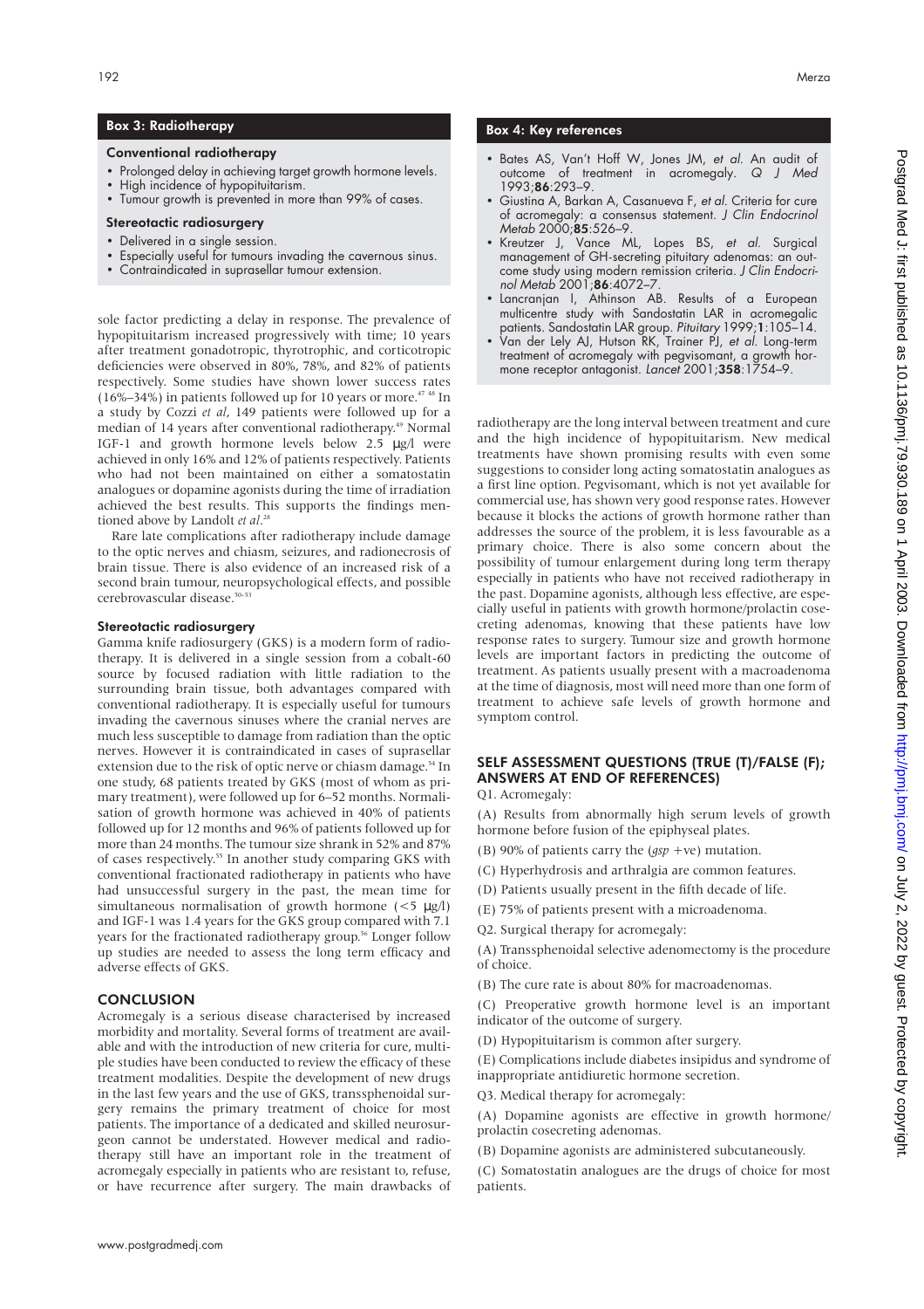## Box 3: Radiotherapy

### Conventional radiotherapy

- Prolonged delay in achieving target growth hormone levels.
- High incidence of hypopituitarism.
- Tumour growth is prevented in more than 99% of cases.

### Stereotactic radiosurgery

- Delivered in a single session.
- Especially useful for tumours invading the cavernous sinus.
- Contraindicated in suprasellar tumour extension.

sole factor predicting a delay in response. The prevalence of hypopituitarism increased progressively with time; 10 years after treatment gonadotropic, thyrotrophic, and corticotropic deficiencies were observed in 80%, 78%, and 82% of patients respectively. Some studies have shown lower success rates (16%–34%) in patients followed up for 10 years or more.[47 48] In a study by Cozzi *et al*, 149 patients were followed up for a median of 14 years after conventional radiotherapy.[49] Normal IGF-1 and growth hormone levels below 2.5 μg/l were achieved in only 16% and 12% of patients respectively. Patients who had not been maintained on either a somatostatin analogues or dopamine agonists during the time of irradiation achieved the best results. This supports the findings mentioned above by Landolt *et al*.[28]

Rare late complications after radiotherapy include damage to the optic nerves and chiasm, seizures, and radionecrosis of brain tissue. There is also evidence of an increased risk of a second brain tumour, neuropsychological effects, and possible cerebrovascular disease.[50–53]

### Stereotactic radiosurgery

Gamma knife radiosurgery (GKS) is a modern form of radiotherapy. It is delivered in a single session from a cobalt-60 source by focused radiation with little radiation to the surrounding brain tissue, both advantages compared with conventional radiotherapy. It is especially useful for tumours invading the cavernous sinuses where the cranial nerves are much less susceptible to damage from radiation than the optic nerves. However it is contraindicated in cases of suprasellar extension due to the risk of optic nerve or chiasm damage.[54] In one study, 68 patients treated by GKS (most of whom as primary treatment), were followed up for 6–52 months. Normalisation of growth hormone was achieved in 40% of patients followed up for 12 months and 96% of patients followed up for more than 24 months. The tumour size shrank in 52% and 87% of cases respectively.[55] In another study comparing GKS with conventional fractionated radiotherapy in patients who have had unsuccessful surgery in the past, the mean time for simultaneous normalisation of growth hormone (<5 μg/l) and IGF-1 was 1.4 years for the GKS group compared with 7.1 years for the fractionated radiotherapy group.[56] Longer follow up studies are needed to assess the long term efficacy and adverse effects of GKS.

## CONCLUSION

Acromegaly is a serious disease characterised by increased morbidity and mortality. Several forms of treatment are available and with the introduction of new criteria for cure, multiple studies have been conducted to review the efficacy of these treatment modalities. Despite the development of new drugs in the last few years and the use of GKS, transsphenoidal surgery remains the primary treatment of choice for most patients. The importance of a dedicated and skilled neurosurgeon cannot be understated. However medical and radiotherapy still have an important role in the treatment of acromegaly especially in patients who are resistant to, refuse, or have recurrence after surgery. The main drawbacks of radiotherapy are the long interval between treatment and cure and the high incidence of hypopituitarism. New medical treatments have shown promising results with even some suggestions to consider long acting somatostatin analogues as a first line option. Pegvisomant, which is not yet available for commercial use, has shown very good response rates. However because it blocks the actions of growth hormone rather than addresses the source of the problem, it is less favourable as a primary choice. There is also some concern about the possibility of tumour enlargement during long term therapy especially in patients who have not received radiotherapy in the past. Dopamine agonists, although less effective, are especially useful in patients with growth hormone/prolactin cosecreting adenomas, knowing that these patients have low response rates to surgery. Tumour size and growth hormone levels are important factors in predicting the outcome of treatment. As patients usually present with a macroadenoma at the time of diagnosis, most will need more than one form of treatment to achieve safe levels of growth hormone and symptom control.

## Box 4: Key references

- Bates AS, Van't Hoff W, Jones JM, *et al*. An audit of outcome of treatment in acromegaly. *Q J Med* 1993;**86**:293–9.
- Giustina A, Barkan A, Casanueva F, *et al*. Criteria for cure of acromegaly: a consensus statement. *J Clin Endocrinol Metab* 2000;**85**:526–9.
- Kreutzer J, Vance ML, Lopes BS, *et al*. Surgical management of GH-secreting pituitary adenomas: an outcome study using modern remission criteria. *J Clin Endocrinol Metab* 2001;**86**:4072–7.
- Lancranjan I, Athinson AB. Results of a European multicentre study with Sandostatin LAR in acromegalic patients. Sandostatin LAR group. *Pituitary* 1999;**1**:105–14.
- Van der Lely AJ, Hutson RK, Trainer PJ, *et al*. Long-term treatment of acromegaly with pegvisomant, a growth hormone receptor antagonist. *Lancet* 2001;**358**:1754–9.

## SELF ASSESSMENT QUESTIONS (TRUE (T)/FALSE (F); ANSWERS AT END OF REFERENCES)

Q1. Acromegaly:

(A) Results from abnormally high serum levels of growth hormone before fusion of the epiphyseal plates.

(B) 90% of patients carry the (*gsp* +ve) mutation.

(C) Hyperhydrosis and arthralgia are common features.

(D) Patients usually present in the fifth decade of life.

(E) 75% of patients present with a microadenoma.

Q2. Surgical therapy for acromegaly:

(A) Transsphenoidal selective adenomectomy is the procedure of choice.

(B) The cure rate is about 80% for macroadenomas.

(C) Preoperative growth hormone level is an important indicator of the outcome of surgery.

(D) Hypopituitarism is common after surgery.

(E) Complications include diabetes insipidus and syndrome of inappropriate antidiuretic hormone secretion.

Q3. Medical therapy for acromegaly:

(A) Dopamine agonists are effective in growth hormone/prolactin cosecreting adenomas.

(B) Dopamine agonists are administered subcutaneously.

(C) Somatostatin analogues are the drugs of choice for most patients.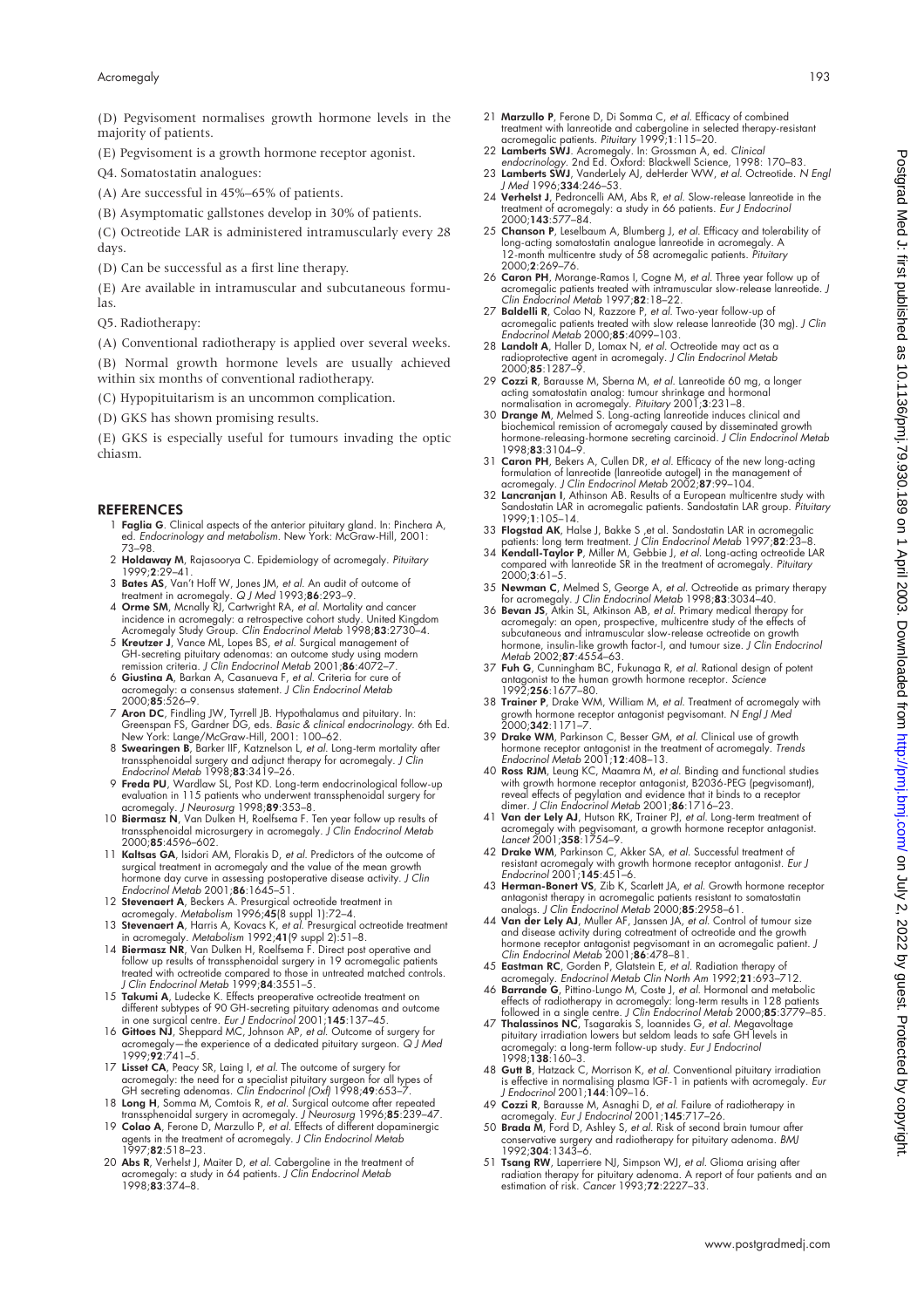(D) Pegvisoment normalises growth hormone levels in the majority of patients.

(E) Pegvisoment is a growth hormone receptor agonist.

Q4. Somatostatin analogues:

(A) Are successful in 45%–65% of patients.

(B) Asymptomatic gallstones develop in 30% of patients.

(C) Octreotide LAR is administered intramuscularly every 28 days.

(D) Can be successful as a first line therapy.

(E) Are available in intramuscular and subcutaneous formulas.

Q5. Radiotherapy:

(A) Conventional radiotherapy is applied over several weeks.

(B) Normal growth hormone levels are usually achieved within six months of conventional radiotherapy.

(C) Hypopituitarism is an uncommon complication.

(D) GKS has shown promising results.

(E) GKS is especially useful for tumours invading the optic chiasm.

## REFERENCES

1. **Faglia G**. Clinical aspects of the anterior pituitary gland. In: Pinchera A, ed. *Endocrinology and metabolism*. New York: McGraw-Hill, 2001: 73–98.
2. **Holdaway M**, Rajasoorya C. Epidemiology of acromegaly. *Pituitary* 1999;**2**:29–41.
3. **Bates AS**, Van't Hoff W, Jones JM, *et al*. An audit of outcome of treatment in acromegaly. *Q J Med* 1993;**86**:293–9.
4. **Orme SM**, Mcnally RJ, Cartwright RA, *et al*. Mortality and cancer incidence in acromegaly: a retrospective cohort study. United Kingdom Acromegaly Study Group. *Clin Endocrinol Metab* 1998;**83**:2730–4.
5. **Kreutzer J**, Vance ML, Lopes BS, *et al*. Surgical management of GH-secreting pituitary adenomas: an outcome study using modern remission criteria. *J Clin Endocrinol Metab* 2001;**86**:4072–7.
6. **Giustina A**, Barkan A, Casanueva F, *et al*. Criteria for cure of acromegaly: a consensus statement. *J Clin Endocrinol Metab* 2000;**85**:526–9.
7. **Aron DC**, Findling JW, Tyrrell JB. Hypothalamus and pituitary. In: Greenspan FS, Gardner DG, eds. *Basic & clinical endocrinology*. 6th Ed. New York: Lange/McGraw-Hill, 2001: 100–62.
8. **Swearingen B**, Barker IIF, Katznelson L, *et al*. Long-term mortality after transsphenoidal surgery and adjunct therapy for acromegaly. *J Clin Endocrinol Metab* 1998;**83**:3419–26.
9. **Freda PU**, Wardlaw SL, Post KD. Long-term endocrinological follow-up evaluation in 115 patients who underwent transsphenoidal surgery for acromegaly. *J Neurosurg* 1998;**89**:353–8.
10. **Biermasz N**, Van Dulken H, Roelfsema F. Ten year follow up results of transsphenoidal microsurgery in acromegaly. *J Clin Endocrinol Metab* 2000;**85**:4596–602.
11. **Kaltsas GA**, Isidori AM, Florakis D, *et al*. Predictors of the outcome of surgical treatment in acromegaly and the value of the mean growth hormone day curve in assessing postoperative disease activity. *J Clin Endocrinol Metab* 2001;**86**:1645–51.
12. **Stevenaert A**, Beckers A. Presurgical octreotide treatment in acromegaly. *Metabolism* 1996;**45**(8 suppl 1):72–4.
13. **Stevenaert A**, Harris A, Kovacs K, *et al*. Presurgical octreotide treatment in acromegaly. *Metabolism* 1992;**41**(9 suppl 2):51–8.
14. **Biermasz NR**, Van Dulken H, Roelfsema F. Direct post operative and follow up results of transsphenoidal surgery in 19 acromegalic patients treated with octreotide compared to those in untreated matched controls. *J Clin Endocrinol Metab* 1999;**84**:3551–5.
15. **Takumi A**, Ludecke K. Effects preoperative octreotide treatment on different subtypes of 90 GH-secreting pituitary adenomas and outcome in one surgical centre. *Eur J Endocrinol* 2001;**145**:137–45.
16. **Gittoes NJ**, Sheppard MC, Johnson AP, *et al*. Outcome of surgery for acromegaly—the experience of a dedicated pituitary surgeon. *Q J Med* 1999;**92**:741–5.
17. **Lisset CA**, Peacy SR, Laing I, *et al*. The outcome of surgery for acromegaly: the need for a specialist pituitary surgeon for all types of GH secreting adenomas. *Clin Endocrinol (Oxf)* 1998;**49**:653–7.
18. **Long H**, Somma M, Comtois R, *et al*. Surgical outcome after repeated transsphenoidal surgery in acromegaly. *J Neurosurg* 1996;**85**:239–47.
19. **Colao A**, Ferone D, Marzullo P, *et al*. Effects of different dopaminergic agents in the treatment of acromegaly. *J Clin Endocrinol Metab* 1997;**82**:518–23.
20. **Abs R**, Verhelst J, Maiter D, *et al*. Cabergoline in the treatment of acromegaly: a study in 64 patients. *J Clin Endocrinol Metab* 1998;**83**:374–8.
21. **Marzullo P**, Ferone D, Di Somma C, *et al*. Efficacy of combined treatment with lanreotide and cabergoline in selected therapy-resistant acromegalic patients. *Pituitary* 1999;**1**:115–20.
22. **Lamberts SWJ**. Acromegaly. In: Grossman A, ed. *Clinical endocrinology*. 2nd Ed. Oxford: Blackwell Science, 1998: 170–83.
23. **Lamberts SWJ**, VanderLely AJ, deHerder WW, *et al*. Octreotide. *N Engl J Med* 1996;**334**:246–53.
24. **Verhelst J**, Pedroncelli AM, Abs R, *et al*. Slow-release lanreotide in the treatment of acromegaly: a study in 66 patients. *Eur J Endocrinol* 2000;**143**:577–84.
25. **Chanson P**, Leselbaum A, Blumberg J, *et al*. Efficacy and tolerability of long-acting somatostatin analogue lanreotide in acromegaly. A 12-month multicentre study of 58 acromegalic patients. *Pituitary* 2000;**2**:269–76.
26. **Caron PH**, Morange-Ramos I, Cogne M, *et al*. Three year follow up of acromegalic patients treated with intramuscular slow-release lanreotide. *J Clin Endocrinol Metab* 1997;**82**:18–22.
27. **Baldelli R**, Colao N, Razzore P, *et al*. Two-year follow-up of acromegalic patients treated with slow release lanreotide (30 mg). *J Clin Endocrinol Metab* 2000;**85**:4099–103.
28. **Landolt A**, Haller D, Lomax N, *et al*. Octreotide may act as a radioprotective agent in acromegaly. *J Clin Endocrinol Metab* 2000;**85**:1287–9.
29. **Cozzi R**, Barausse M, Sberna M, *et al*. Lanreotide 60 mg, a longer acting somatostatin analog: tumour shrinkage and hormonal normalisation in acromegaly. *Pituitary* 2001;**3**:231–8.
30. **Drange M**, Melmed S. Long-acting lanreotide induces clinical and biochemical remission of acromegaly caused by disseminated growth hormone-releasing-hormone secreting carcinoid. *J Clin Endocrinol Metab* 1998;**83**:3104–9.
31. **Caron PH**, Bekers A, Cullen DR, *et al*. Efficacy of the new long-acting formulation of lanreotide (lanreotide autogel) in the management of acromegaly. *J Clin Endocrinol Metab* 2002;**87**:99–104.
32. **Lancranjan I**, Athinson AB. Results of a European multicentre study with Sandostatin LAR in acromegalic patients. Sandostatin LAR group. *Pituitary* 1999;**1**:105–14.
33. **Flogstad AK**, Halse J, Bakke S ,et al. Sandostatin LAR in acromegalic patients: long term treatment. *J Clin Endocrinol Metab* 1997;**82**:23–8.
34. **Kendall-Taylor P**, Miller M, Gebbie J, *et al*. Long-acting octreotide LAR compared with lanreotide SR in the treatment of acromegaly. *Pituitary* 2000;**3**:61–5.
35. **Newman C**, Melmed S, George A, *et al*. Octreotide as primary therapy for acromegaly. *J Clin Endocrinol Metab* 1998;**83**:3034–40.
36. **Bevan JS**, Atkin SL, Atkinson AB, *et al*. Primary medical therapy for acromegaly: an open, prospective, multicentre study of the effects of subcutaneous and intramuscular slow-release octreotide on growth hormone, insulin-like growth factor-I, and tumour size. *J Clin Endocrinol Metab* 2002;**87**:4554–63.
37. **Fuh G**, Cunningham BC, Fukunaga R, *et al*. Rational design of potent antagonist to the human growth hormone receptor. *Science* 1992;**256**:1677–80.
38. **Trainer P**, Drake WM, William M, *et al*. Treatment of acromegaly with growth hormone receptor antagonist pegvisomant. *N Engl J Med* 2000;**342**:1171–7.
39. **Drake WM**, Parkinson C, Besser GM, *et al*. Clinical use of growth hormone receptor antagonist in the treatment of acromegaly. *Trends Endocrinol Metab* 2001;**12**:408–13.
40. **Ross RJM**, Leung KC, Maamra M, *et al*. Binding and functional studies with growth hormone receptor antagonist, B2036-PEG (pegvisomant), reveal effects of pegylation and evidence that it binds to a receptor dimer. *J Clin Endocrinol Metab* 2001;**86**:1716–23.
41. **Van der Lely AJ**, Hutson RK, Trainer PJ, *et al*. Long-term treatment of acromegaly with pegvisomant, a growth hormone receptor antagonist. *Lancet* 2001;**358**:1754–9.
42. **Drake WM**, Parkinson C, Akker SA, *et al*. Successful treatment of resistant acromegaly with growth hormone receptor antagonist. *Eur J Endocrinol* 2001;**145**:451–6.
43. **Herman-Bonert VS**, Zib K, Scarlett JA, *et al*. Growth hormone receptor antagonist therapy in acromegalic patients resistant to somatostatin analogs. *J Clin Endocrinol Metab* 2000;**85**:2958–61.
44. **Van der Lely AJ**, Muller AF, Janssen JA, *et al*. Control of tumour size and disease activity during cotreatment of octreotide and the growth hormone receptor antagonist pegvisomant in an acromegalic patient. *J Clin Endocrinol Metab* 2001;**86**:478–81.
45. **Eastman RC**, Gorden P, Glatstein E, *et al*. Radiation therapy of acromegaly. *Endocrinol Metab Clin North Am* 1992;**21**:693–712.
46. **Barrande G**, Pittino-Lungo M, Coste J, *et al*. Hormonal and metabolic effects of radiotherapy in acromegaly: long-term results in 128 patients followed in a single centre. *J Clin Endocrinol Metab* 2000;**85**:3779–85.
47. **Thalassinos NC**, Tsagarakis S, Ioannides G, *et al*. Megavoltage pituitary irradiation lowers but seldom leads to safe GH levels in acromegaly: a long-term follow-up study. *Eur J Endocrinol* 1998;**138**:160–3.
48. **Gutt B**, Hatzack C, Morrison K, *et al*. Conventional pituitary irradiation is effective in normalising plasma IGF-1 in patients with acromegaly. *Eur J Endocrinol* 2001;**144**:109–16.
49. **Cozzi R**, Barausse M, Asnaghi D, *et al*. Failure of radiotherapy in acromegaly. *Eur J Endocrinol* 2001;**145**:717–26.
50. **Brada M**, Ford D, Ashley S, *et al*. Risk of second brain tumour after conservative surgery and radiotherapy for pituitary adenoma. *BMJ* 1992;**304**:1343–6.
51. **Tsang RW**, Laperriere NJ, Simpson WJ, *et al*. Glioma arising after radiation therapy for pituitary adenoma. A report of four patients and an estimation of risk. *Cancer* 1993;**72**:2227–33.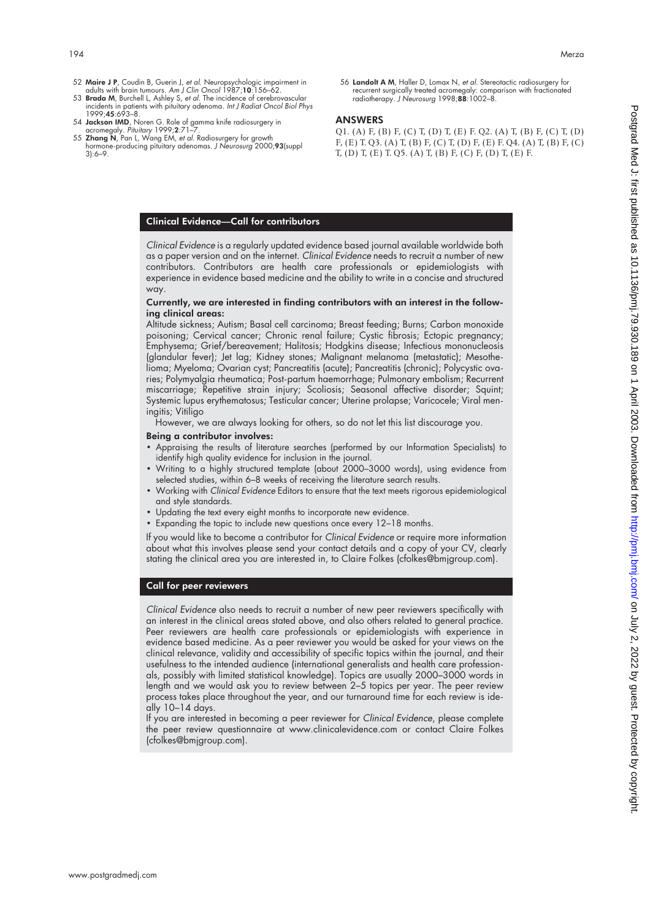52 **Maire J P**, Coudin B, Guerin J, *et al.* Neuropsychologic impairment in adults with brain tumours. *Am J Clin Oncol* 1987;**10**:156–62.

53 **Brada M**, Burchell L, Ashley S, *et al.* The incidence of cerebrovascular incidents in patients with pituitary adenoma. *Int J Radiat Oncol Biol Phys* 1999;**45**:693–8.

54 **Jackson IMD**, Noren G. Role of gamma knife radiosurgery in acromegaly. *Pituitary* 1999;**2**:71–7.

55 **Zhang N**, Pan L, Wang EM, *et al.* Radiosurgery for growth hormone-producing pituitary adenomas. *J Neurosurg* 2000;**93**(suppl 3):6–9.

56 **Landolt A M**, Haller D, Lomax N, *et al.* Stereotactic radiosurgery for recurrent surgically treated acromegaly: comparison with fractionated radiotherapy. *J Neurosurg* 1998;**88**:1002–8.

## ANSWERS

Q1. (A) F, (B) F, (C) T, (D) T, (E) F. Q2. (A) T, (B) F, (C) T, (D) F, (E) T. Q3. (A) T, (B) F, (C) T, (D) F, (E) F. Q4. (A) T, (B) F, (C) T, (D) T, (E) T. Q5. (A) T, (B) F, (C) F, (D) T, (E) F.

## Clinical Evidence—Call for contributors

*Clinical Evidence* is a regularly updated evidence based journal available worldwide both as a paper version and on the internet. *Clinical Evidence* needs to recruit a number of new contributors. Contributors are health care professionals or epidemiologists with experience in evidence based medicine and the ability to write in a concise and structured way.

**Currently, we are interested in finding contributors with an interest in the following clinical areas:**

Altitude sickness; Autism; Basal cell carcinoma; Breast feeding; Burns; Carbon monoxide poisoning; Cervical cancer; Chronic renal failure; Cystic fibrosis; Ectopic pregnancy; Emphysema; Grief/bereavement; Halitosis; Hodgkins disease; Infectious mononucleosis (glandular fever); Jet lag; Kidney stones; Malignant melanoma (metastatic); Mesothelioma; Myeloma; Ovarian cyst; Pancreatitis (acute); Pancreatitis (chronic); Polycystic ovaries; Polymyalgia rheumatica; Post-partum haemorrhage; Pulmonary embolism; Recurrent miscarriage; Repetitive strain injury; Scoliosis; Seasonal affective disorder; Squint; Systemic lupus erythematosus; Testicular cancer; Uterine prolapse; Varicocele; Viral meningitis; Vitiligo

However, we are always looking for others, so do not let this list discourage you.

**Being a contributor involves:**

- Appraising the results of literature searches (performed by our Information Specialists) to identify high quality evidence for inclusion in the journal.
- Writing to a highly structured template (about 2000–3000 words), using evidence from selected studies, within 6–8 weeks of receiving the literature search results.
- Working with *Clinical Evidence* Editors to ensure that the text meets rigorous epidemiological and style standards.
- Updating the text every eight months to incorporate new evidence.
- Expanding the topic to include new questions once every 12–18 months.

If you would like to become a contributor for *Clinical Evidence* or require more information about what this involves please send your contact details and a copy of your CV, clearly stating the clinical area you are interested in, to Claire Folkes (cfolkes@bmjgroup.com).

## Call for peer reviewers

*Clinical Evidence* also needs to recruit a number of new peer reviewers specifically with an interest in the clinical areas stated above, and also others related to general practice. Peer reviewers are health care professionals or epidemiologists with experience in evidence based medicine. As a peer reviewer you would be asked for your views on the clinical relevance, validity and accessibility of specific topics within the journal, and their usefulness to the intended audience (international generalists and health care professionals, possibly with limited statistical knowledge). Topics are usually 2000–3000 words in length and we would ask you to review between 2–5 topics per year. The peer review process takes place throughout the year, and our turnaround time for each review is ideally 10–14 days.

If you are interested in becoming a peer reviewer for *Clinical Evidence*, please complete the peer review questionnaire at www.clinicalevidence.com or contact Claire Folkes (cfolkes@bmjgroup.com).